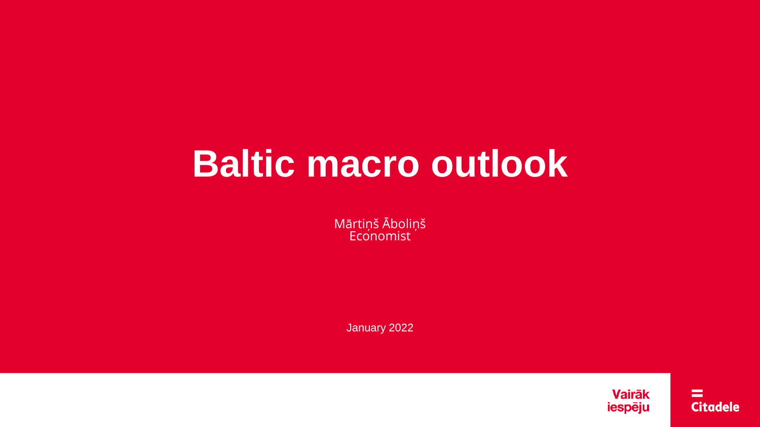# Baltic macro outlook

Mārtiņš Āboliņš
Economist

January 2022

Vairāk iespēju

Citadele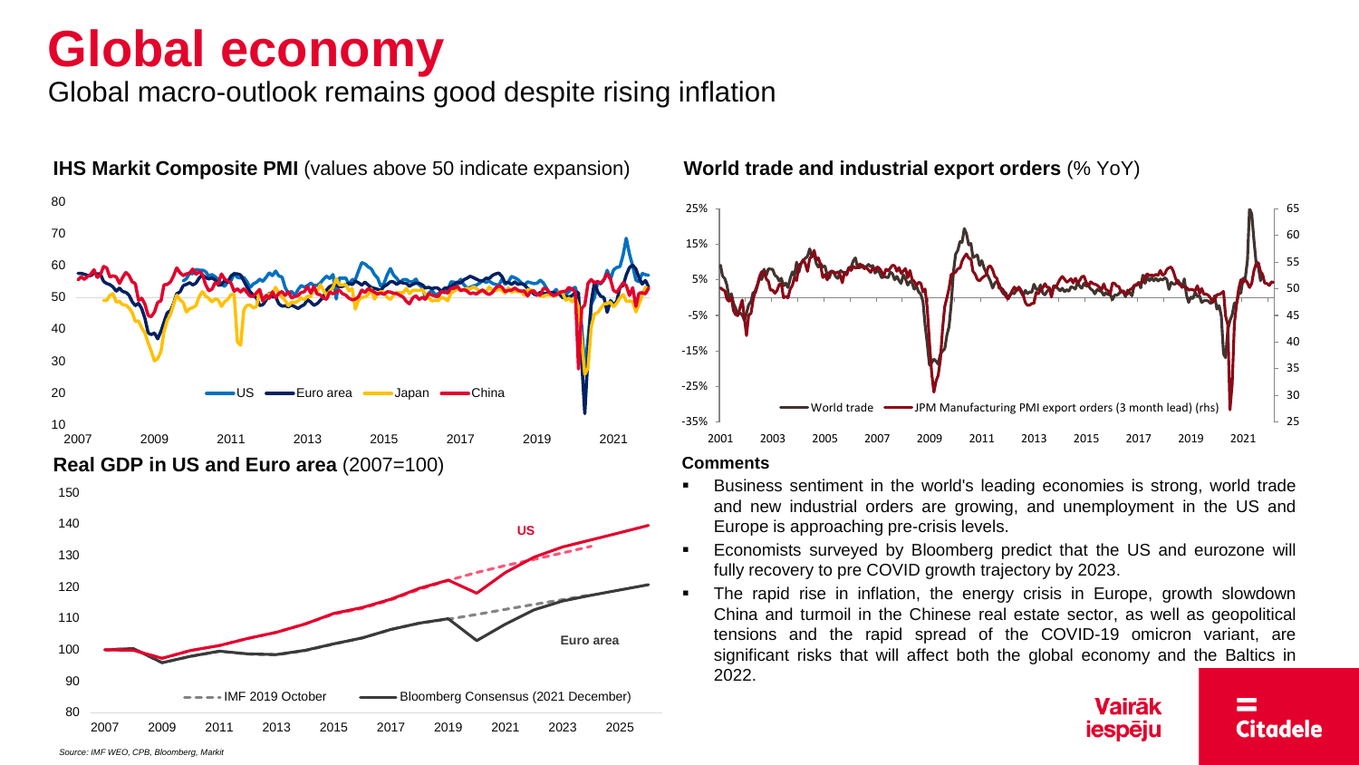# Global economy

Global macro-outlook remains good despite rising inflation

**IHS Markit Composite PMI** (values above 50 indicate expansion)

**World trade and industrial export orders** (% YoY)

**Real GDP in US and Euro area** (2007=100)

**Comments**

- Business sentiment in the world's leading economies is strong, world trade and new industrial orders are growing, and unemployment in the US and Europe is approaching pre-crisis levels.
- Economists surveyed by Bloomberg predict that the US and eurozone will fully recovery to pre COVID growth trajectory by 2023.
- The rapid rise in inflation, the energy crisis in Europe, growth slowdown China and turmoil in the Chinese real estate sector, as well as geopolitical tensions and the rapid spread of the COVID-19 omicron variant, are significant risks that will affect both the global economy and the Baltics in 2022.

*Source: IMF WEO, CPB, Bloomberg, Markit*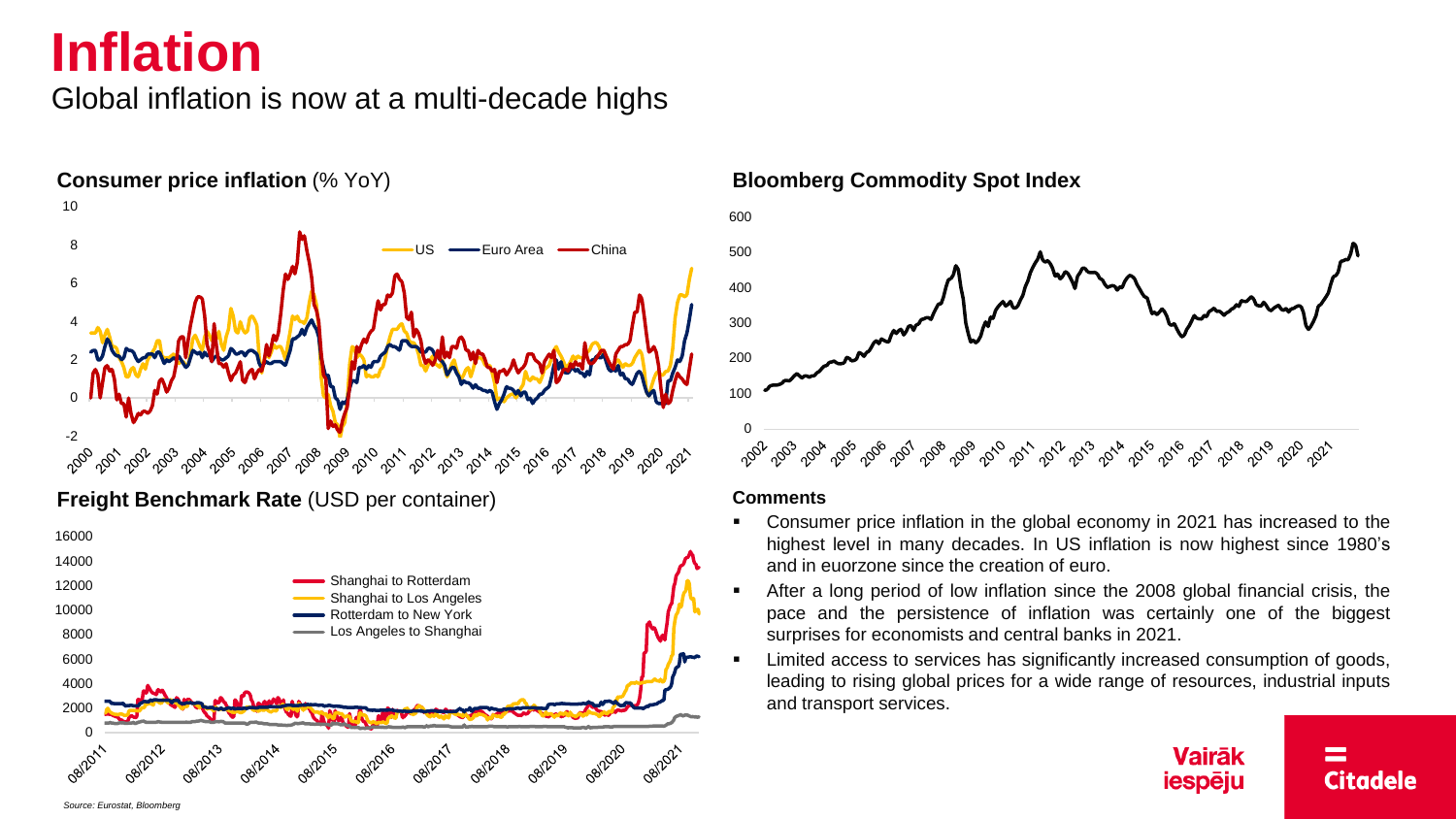# Inflation

Global inflation is now at a multi-decade highs

**Consumer price inflation** (% YoY)

**Bloomberg Commodity Spot Index**

**Freight Benchmark Rate** (USD per container)

**Comments**

- Consumer price inflation in the global economy in 2021 has increased to the highest level in many decades. In US inflation is now highest since 1980's and in euorzone since the creation of euro.
- After a long period of low inflation since the 2008 global financial crisis, the pace and the persistence of inflation was certainly one of the biggest surprises for economists and central banks in 2021.
- Limited access to services has significantly increased consumption of goods, leading to rising global prices for a wide range of resources, industrial inputs and transport services.

*Source: Eurostat, Bloomberg*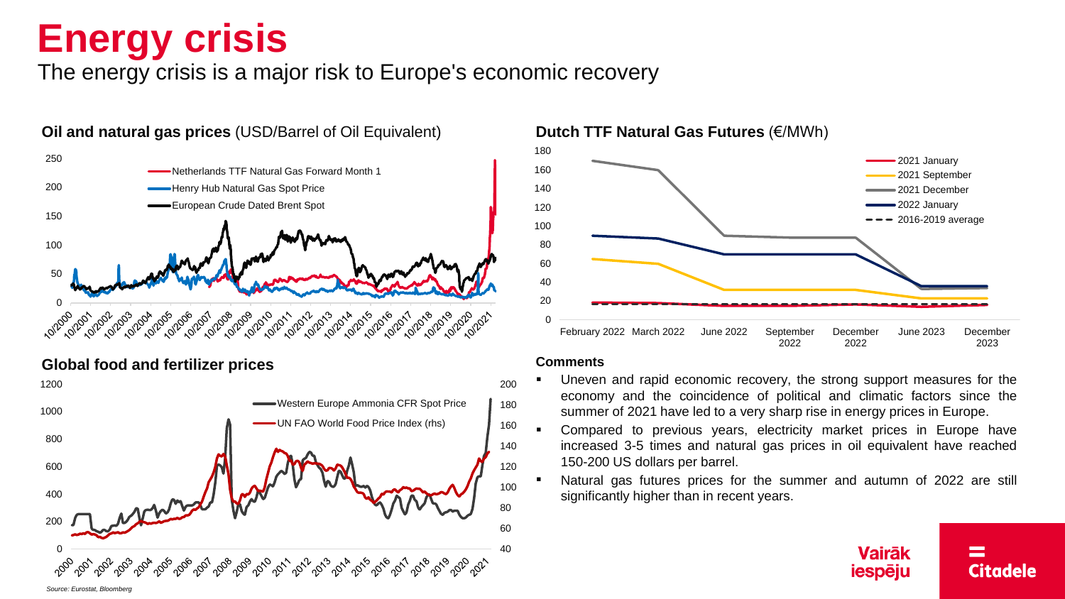# Energy crisis

The energy crisis is a major risk to Europe's economic recovery

**Oil and natural gas prices** (USD/Barrel of Oil Equivalent)

**Dutch TTF Natural Gas Futures** (€/MWh)

**Global food and fertilizer prices**

**Comments**

- Uneven and rapid economic recovery, the strong support measures for the economy and the coincidence of political and climatic factors since the summer of 2021 have led to a very sharp rise in energy prices in Europe.
- Compared to previous years, electricity market prices in Europe have increased 3-5 times and natural gas prices in oil equivalent have reached 150-200 US dollars per barrel.
- Natural gas futures prices for the summer and autumn of 2022 are still significantly higher than in recent years.

*Source: Eurostat, Bloomberg*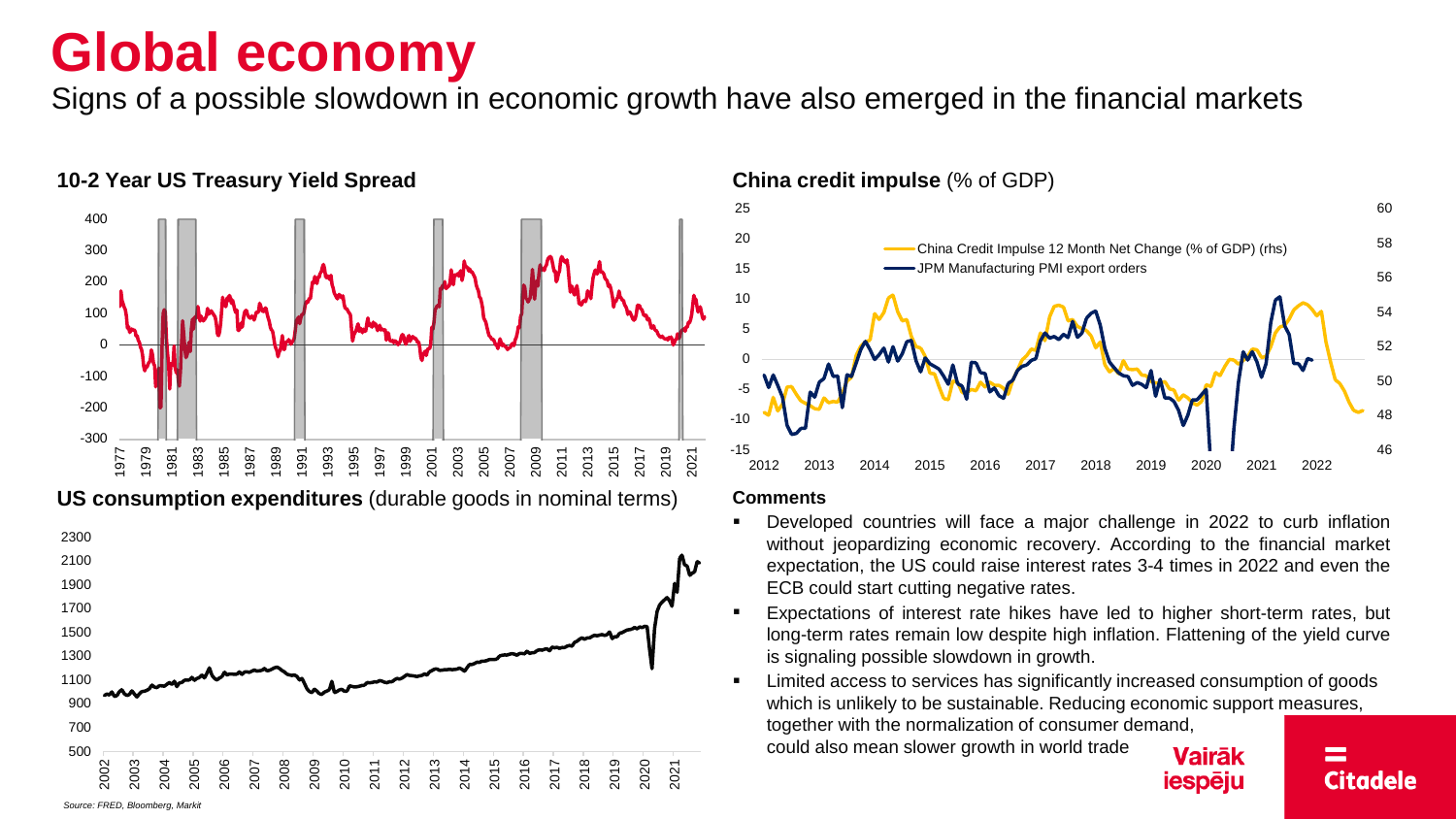# Global economy

Signs of a possible slowdown in economic growth have also emerged in the financial markets

**10-2 Year US Treasury Yield Spread**

**China credit impulse** (% of GDP)

- China Credit Impulse 12 Month Net Change (% of GDP) (rhs)
- JPM Manufacturing PMI export orders

**US consumption expenditures** (durable goods in nominal terms)

**Comments**

- Developed countries will face a major challenge in 2022 to curb inflation without jeopardizing economic recovery. According to the financial market expectation, the US could raise interest rates 3-4 times in 2022 and even the ECB could start cutting negative rates.
- Expectations of interest rate hikes have led to higher short-term rates, but long-term rates remain low despite high inflation. Flattening of the yield curve is signaling possible slowdown in growth.
- Limited access to services has significantly increased consumption of goods which is unlikely to be sustainable. Reducing economic support measures, together with the normalization of consumer demand, could also mean slower growth in world trade

*Source: FRED, Bloomberg, Markit*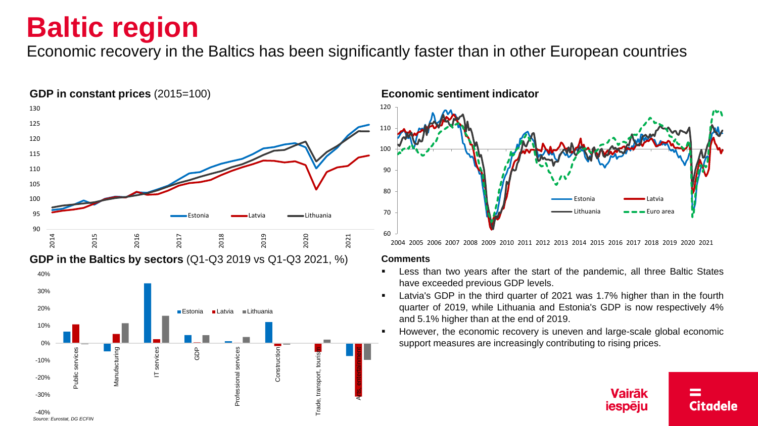# Baltic region

Economic recovery in the Baltics has been significantly faster than in other European countries

**GDP in constant prices** (2015=100)

**Economic sentiment indicator**

**GDP in the Baltics by sectors** (Q1-Q3 2019 vs Q1-Q3 2021, %)

*Source: Eurostat, DG ECFIN*

**Comments**

- Less than two years after the start of the pandemic, all three Baltic States have exceeded previous GDP levels.
- Latvia's GDP in the third quarter of 2021 was 1.7% higher than in the fourth quarter of 2019, while Lithuania and Estonia's GDP is now respectively 4% and 5.1% higher than at the end of 2019.
- However, the economic recovery is uneven and large-scale global economic support measures are increasingly contributing to rising prices.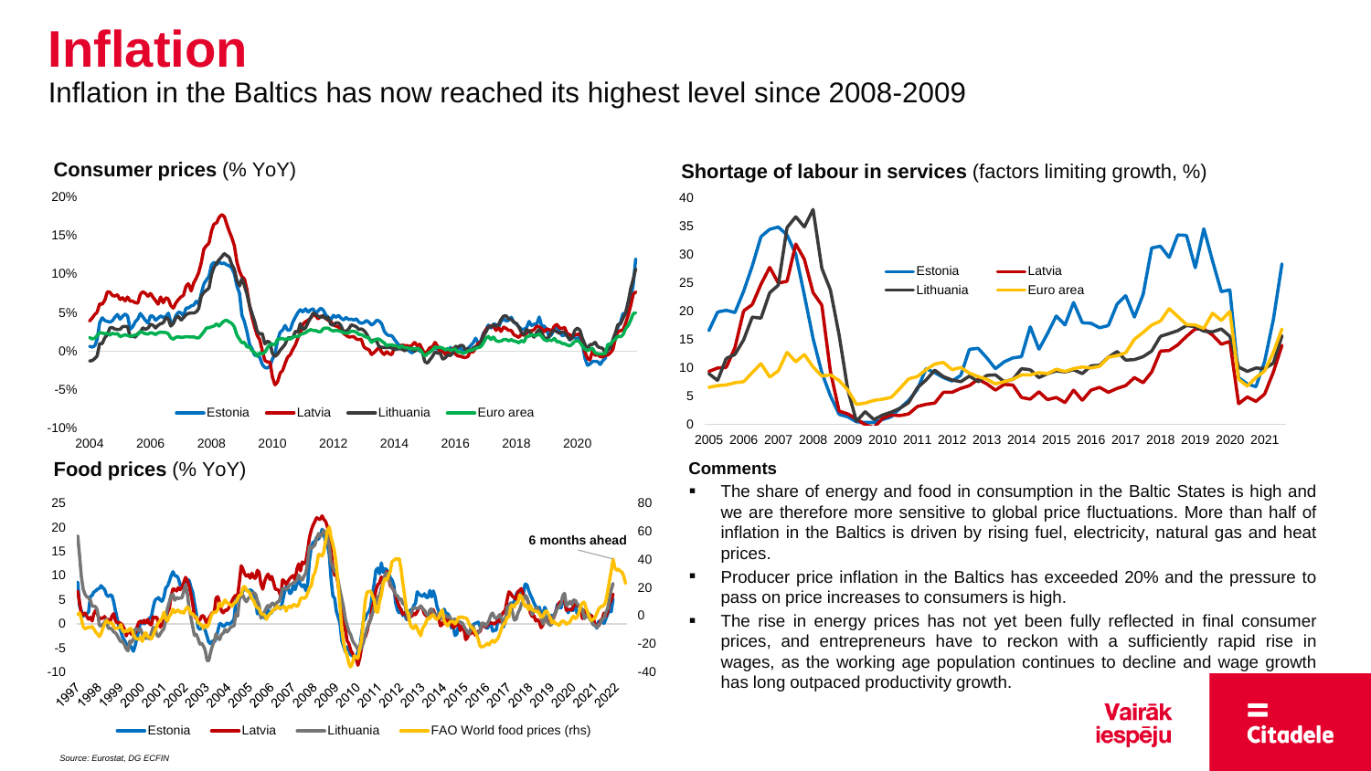# Inflation

Inflation in the Baltics has now reached its highest level since 2008-2009

**Consumer prices** (% YoY)

**Food prices** (% YoY)

**Shortage of labour in services** (factors limiting growth, %)

**Comments**

- The share of energy and food in consumption in the Baltic States is high and we are therefore more sensitive to global price fluctuations. More than half of inflation in the Baltics is driven by rising fuel, electricity, natural gas and heat prices.
- Producer price inflation in the Baltics has exceeded 20% and the pressure to pass on price increases to consumers is high.
- The rise in energy prices has not yet been fully reflected in final consumer prices, and entrepreneurs have to reckon with a sufficiently rapid rise in wages, as the working age population continues to decline and wage growth has long outpaced productivity growth.

*Source: Eurostat, DG ECFIN*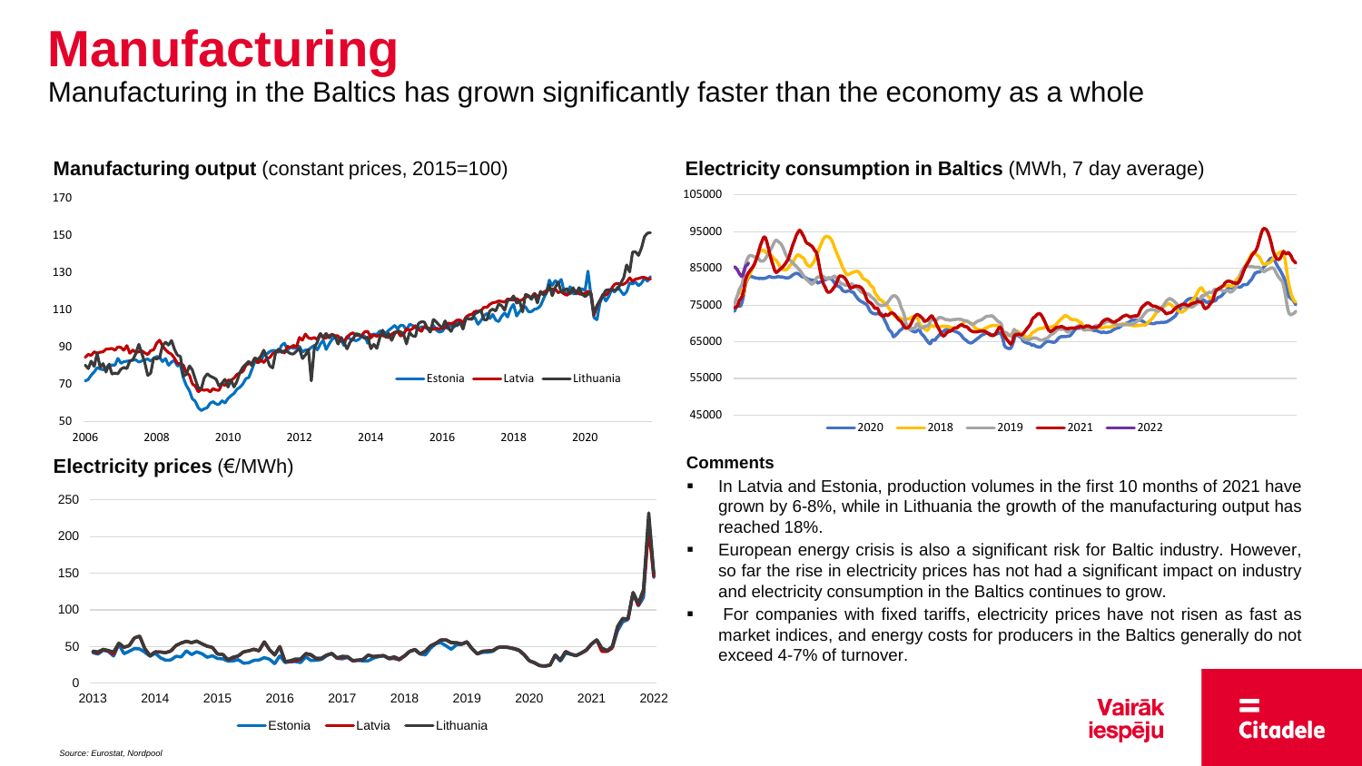# Manufacturing

Manufacturing in the Baltics has grown significantly faster than the economy as a whole

**Manufacturing output** (constant prices, 2015=100)

**Electricity consumption in Baltics** (MWh, 7 day average)

**Electricity prices** (€/MWh)

**Comments**

- In Latvia and Estonia, production volumes in the first 10 months of 2021 have grown by 6-8%, while in Lithuania the growth of the manufacturing output has reached 18%.
- European energy crisis is also a significant risk for Baltic industry. However, so far the rise in electricity prices has not had a significant impact on industry and electricity consumption in the Baltics continues to grow.
- For companies with fixed tariffs, electricity prices have not risen as fast as market indices, and energy costs for producers in the Baltics generally do not exceed 4-7% of turnover.

*Source: Eurostat, Nordpool*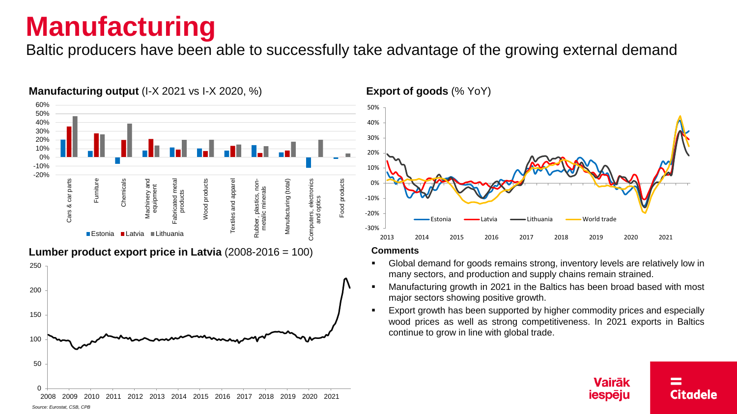# Manufacturing

Baltic producers have been able to successfully take advantage of the growing external demand

**Manufacturing output** (I-X 2021 vs I-X 2020, %)

**Export of goods** (% YoY)

**Lumber product export price in Latvia** (2008-2016 = 100)

### Comments

- Global demand for goods remains strong, inventory levels are relatively low in many sectors, and production and supply chains remain strained.
- Manufacturing growth in 2021 in the Baltics has been broad based with most major sectors showing positive growth.
- Export growth has been supported by higher commodity prices and especially wood prices as well as strong competitiveness. In 2021 exports in Baltics continue to grow in line with global trade.

*Source: Eurostat, CSB, CPB*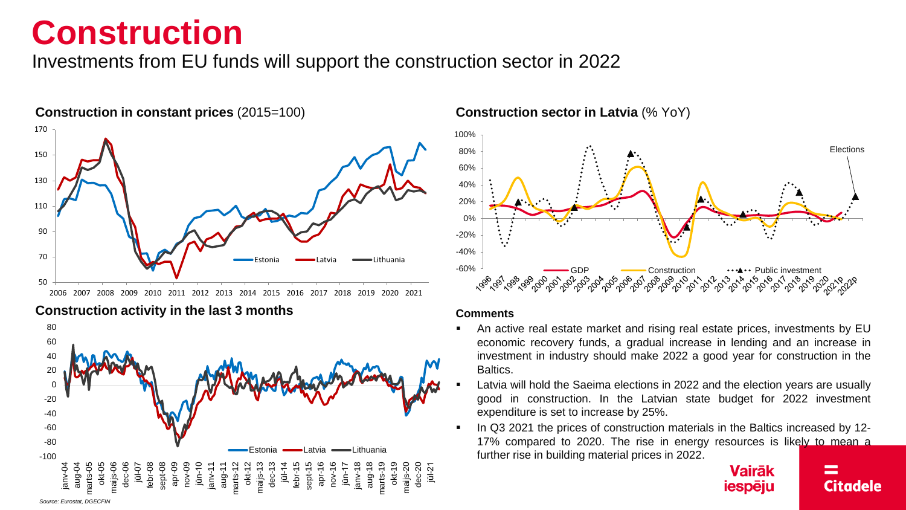# Construction

Investments from EU funds will support the construction sector in 2022

**Construction in constant prices** (2015=100)

**Construction sector in Latvia** (% YoY)

**Construction activity in the last 3 months**

*Source: Eurostat, DGECFIN*

**Comments**

- An active real estate market and rising real estate prices, investments by EU economic recovery funds, a gradual increase in lending and an increase in investment in industry should make 2022 a good year for construction in the Baltics.
- Latvia will hold the Saeima elections in 2022 and the election years are usually good in construction. In the Latvian state budget for 2022 investment expenditure is set to increase by 25%.
- In Q3 2021 the prices of construction materials in the Baltics increased by 12-17% compared to 2020. The rise in energy resources is likely to mean a further rise in building material prices in 2022.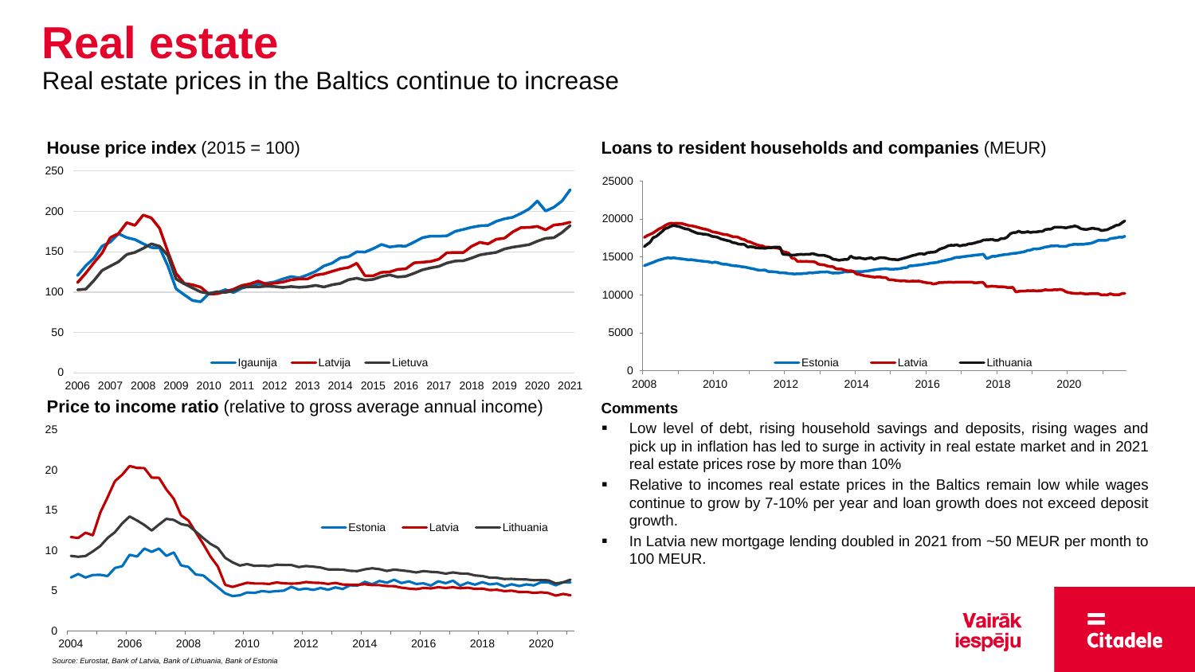# Real estate

Real estate prices in the Baltics continue to increase

**House price index** (2015 = 100)

**Loans to resident households and companies** (MEUR)

**Price to income ratio** (relative to gross average annual income)

### Comments

- Low level of debt, rising household savings and deposits, rising wages and pick up in inflation has led to surge in activity in real estate market and in 2021 real estate prices rose by more than 10%
- Relative to incomes real estate prices in the Baltics remain low while wages continue to grow by 7-10% per year and loan growth does not exceed deposit growth.
- In Latvia new mortgage lending doubled in 2021 from ~50 MEUR per month to 100 MEUR.

*Source: Eurostat, Bank of Latvia, Bank of Lithuania, Bank of Estonia*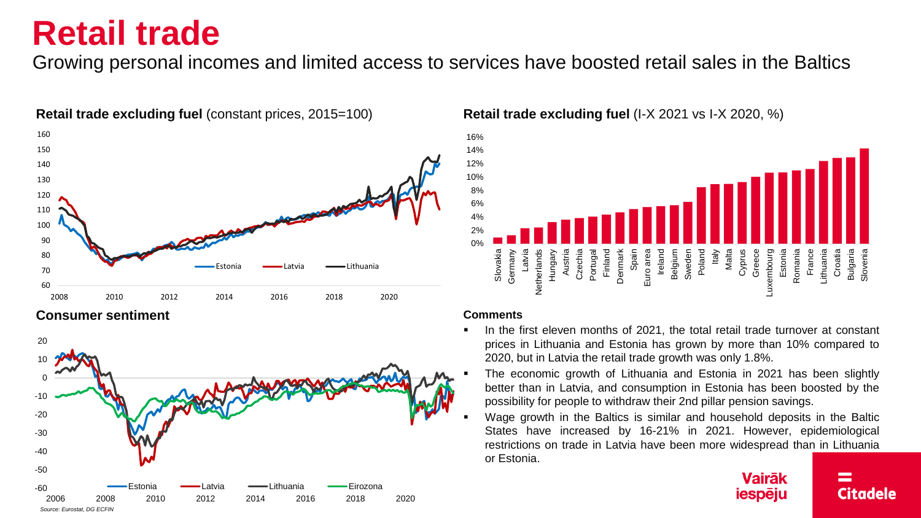# Retail trade

Growing personal incomes and limited access to services have boosted retail sales in the Baltics

**Retail trade excluding fuel** (constant prices, 2015=100)

**Retail trade excluding fuel** (I-X 2021 vs I-X 2020, %)

**Consumer sentiment**

*Source: Eurostat, DG ECFIN*

**Comments**

- In the first eleven months of 2021, the total retail trade turnover at constant prices in Lithuania and Estonia has grown by more than 10% compared to 2020, but in Latvia the retail trade growth was only 1.8%.
- The economic growth of Lithuania and Estonia in 2021 has been slightly better than in Latvia, and consumption in Estonia has been boosted by the possibility for people to withdraw their 2nd pillar pension savings.
- Wage growth in the Baltics is similar and household deposits in the Baltic States have increased by 16-21% in 2021. However, epidemiological restrictions on trade in Latvia have been more widespread than in Lithuania or Estonia.

Vairāk iespēju

Citadele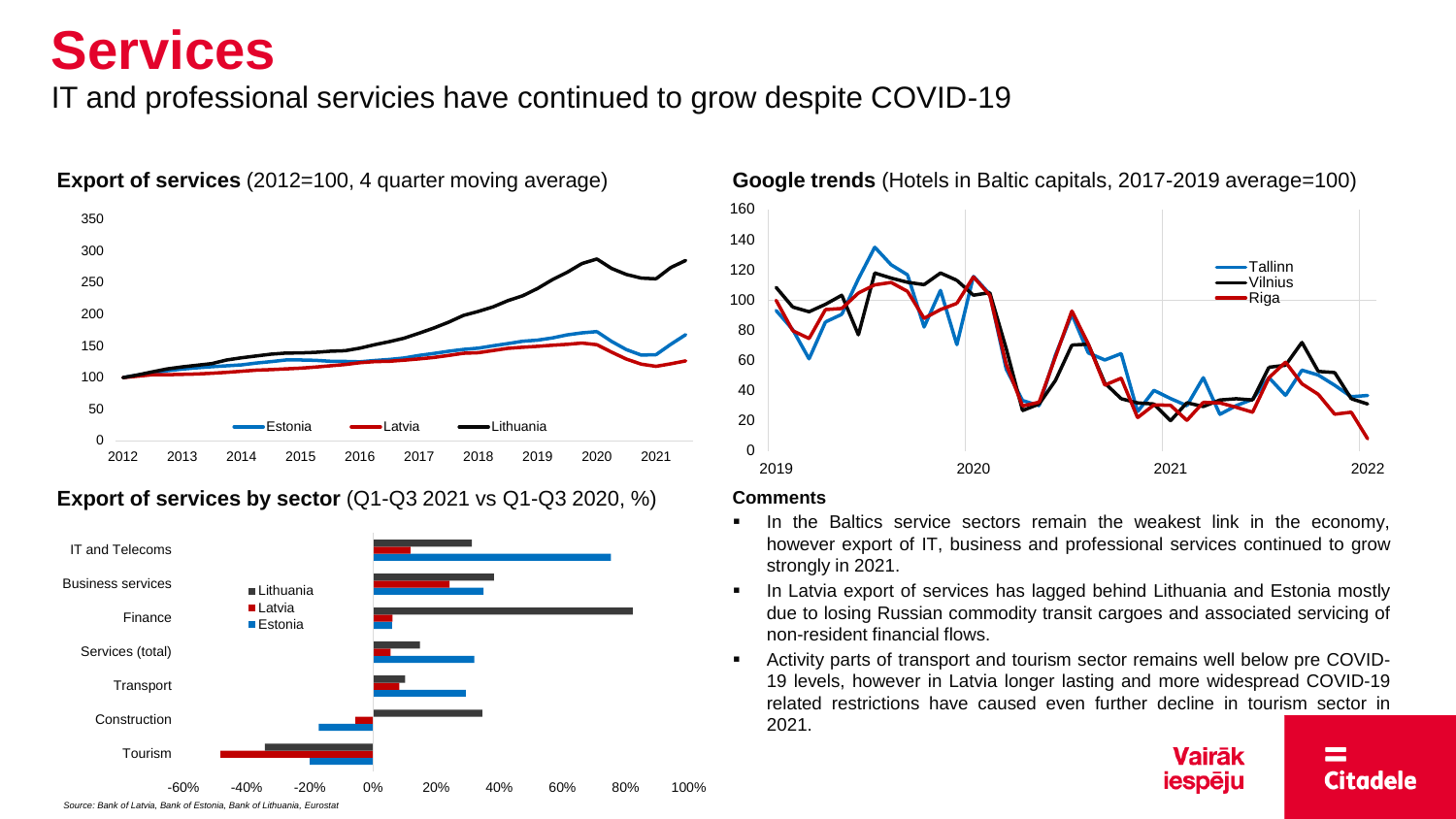# Services

IT and professional servicies have continued to grow despite COVID-19

**Export of services** (2012=100, 4 quarter moving average)

**Google trends** (Hotels in Baltic capitals, 2017-2019 average=100)

**Export of services by sector** (Q1-Q3 2021 vs Q1-Q3 2020, %)

**Comments**

- In the Baltics service sectors remain the weakest link in the economy, however export of IT, business and professional services continued to grow strongly in 2021.
- In Latvia export of services has lagged behind Lithuania and Estonia mostly due to losing Russian commodity transit cargoes and associated servicing of non-resident financial flows.
- Activity parts of transport and tourism sector remains well below pre COVID-19 levels, however in Latvia longer lasting and more widespread COVID-19 related restrictions have caused even further decline in tourism sector in 2021.

*Source: Bank of Latvia, Bank of Estonia, Bank of Lithuania, Eurostat*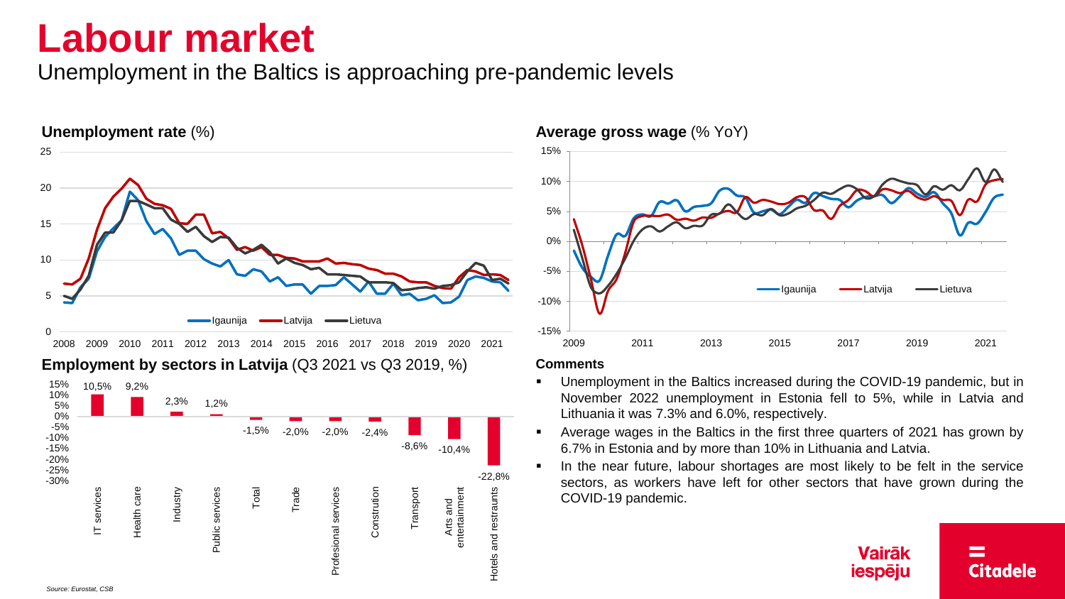# Labour market

Unemployment in the Baltics is approaching pre-pandemic levels

**Unemployment rate** (%)

**Average gross wage** (% YoY)

**Employment by sectors in Latvija** (Q3 2021 vs Q3 2019, %)

| Sector | Change |
|---|---|
| IT services | 10,5% |
| Health care | 9,2% |
| Industry | 2,3% |
| Public services | 1,2% |
| Total | -1,5% |
| Trade | -2,0% |
| Profesional services | -2,0% |
| Constrution | -2,4% |
| Transport | -8,6% |
| Arts and entertainment | -10,4% |
| Hotels and restraunts | -22,8% |

**Comments**

- Unemployment in the Baltics increased during the COVID-19 pandemic, but in November 2022 unemployment in Estonia fell to 5%, while in Latvia and Lithuania it was 7.3% and 6.0%, respectively.
- Average wages in the Baltics in the first three quarters of 2021 has grown by 6.7% in Estonia and by more than 10% in Lithuania and Latvia.
- In the near future, labour shortages are most likely to be felt in the service sectors, as workers have left for other sectors that have grown during the COVID-19 pandemic.

*Source: Eurostat, CSB*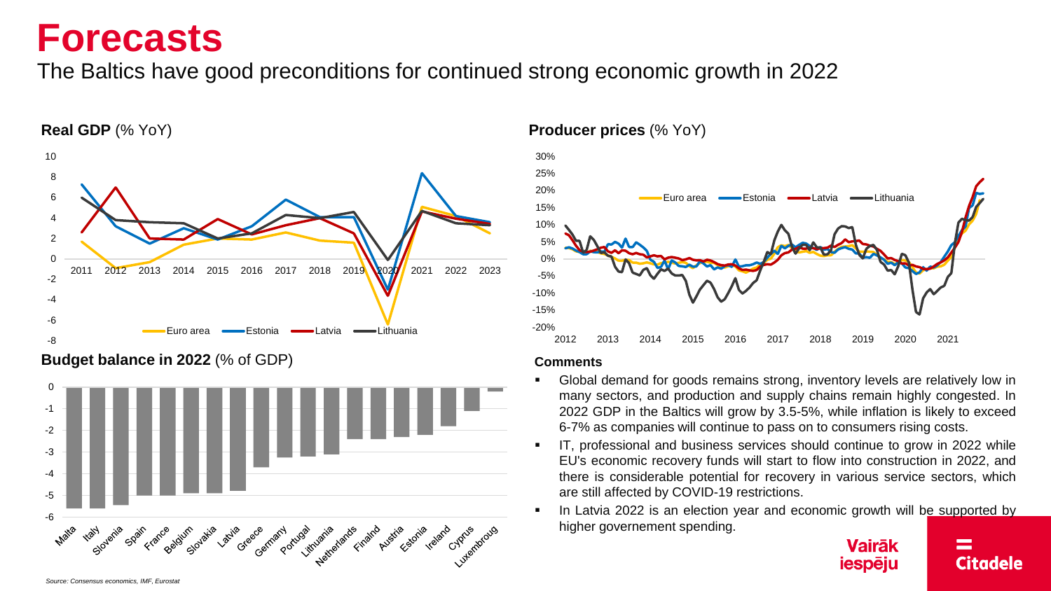# Forecasts

The Baltics have good preconditions for continued strong economic growth in 2022

**Real GDP** (% YoY)

10
8
6
4
2
0
-2
-4
-6
-8

2011 2012 2013 2014 2015 2016 2017 2018 2019 2020 2021 2022 2023

Euro area, Estonia, Latvia, Lithuania

**Producer prices** (% YoY)

30%
25%
20%
15%
10%
5%
0%
-5%
-10%
-15%
-20%

2012 2013 2014 2015 2016 2017 2018 2019 2020 2021

Euro area, Estonia, Latvia, Lithuania

**Budget balance in 2022** (% of GDP)

0
-1
-2
-3
-4
-5
-6

Malta, Italy, Slovenia, Spain, France, Belgium, Slovakia, Latvia, Greece, Germany, Portugal, Lithuania, Netherlands, Finalnd, Austria, Estonia, Ireland, Cyprus, Luxembroug

**Comments**

- Global demand for goods remains strong, inventory levels are relatively low in many sectors, and production and supply chains remain highly congested. In 2022 GDP in the Baltics will grow by 3.5-5%, while inflation is likely to exceed 6-7% as companies will continue to pass on to consumers rising costs.
- IT, professional and business services should continue to grow in 2022 while EU's economic recovery funds will start to flow into construction in 2022, and there is considerable potential for recovery in various service sectors, which are still affected by COVID-19 restrictions.
- In Latvia 2022 is an election year and economic growth will be supported by higher governement spending.

*Source: Consensus economics, IMF, Eurostat*

Vairāk iespēju

Citadele